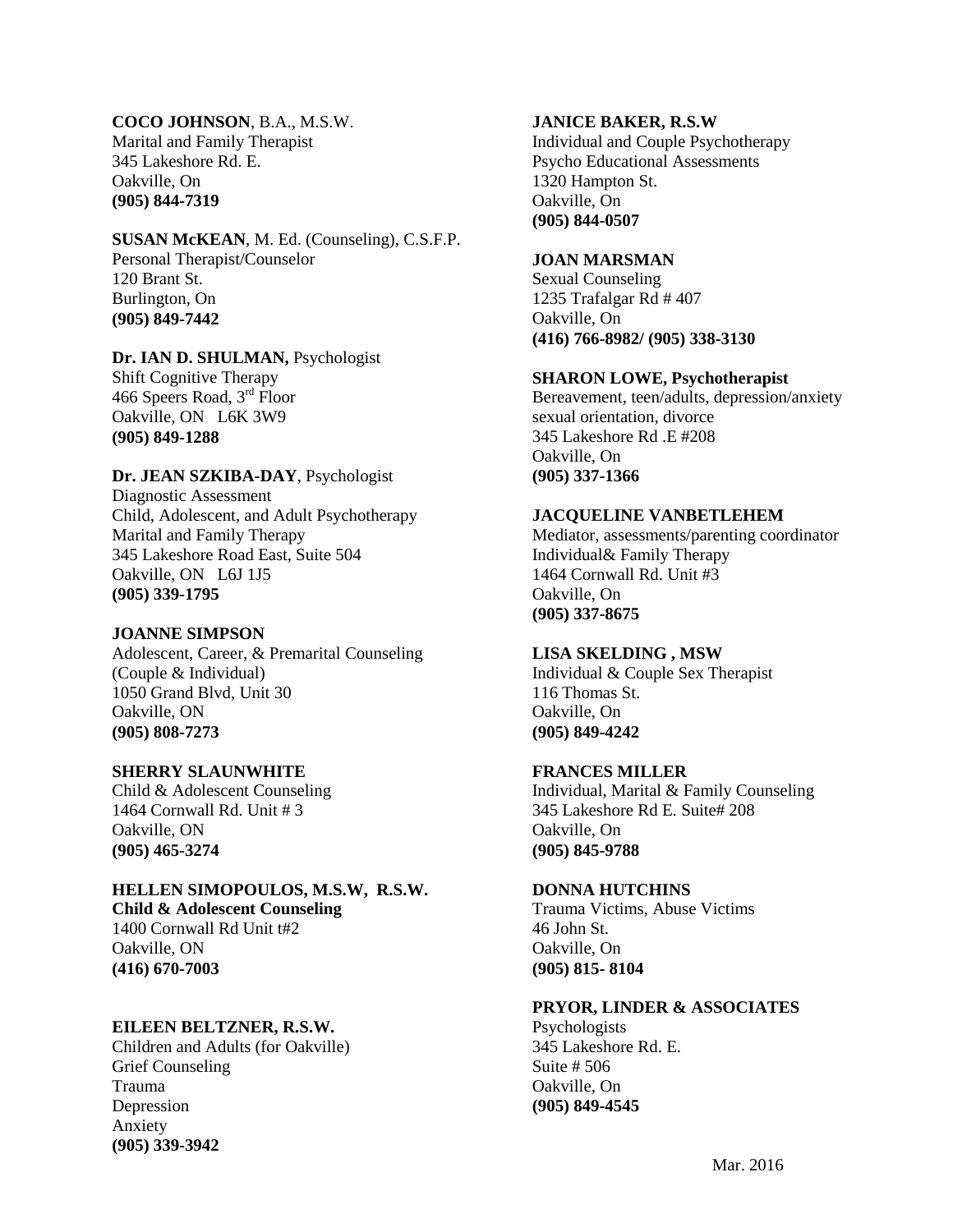**COCO JOHNSON**, B.A., M.S.W.
Marital and Family Therapist
345 Lakeshore Rd. E.
Oakville, On
**(905) 844-7319**

**SUSAN McKEAN**, M. Ed. (Counseling), C.S.F.P.
Personal Therapist/Counselor
120 Brant St.
Burlington, On
**(905) 849-7442**

**Dr. IAN D. SHULMAN,** Psychologist
Shift Cognitive Therapy
466 Speers Road, 3rd Floor
Oakville, ON L6K 3W9
**(905) 849-1288**

**Dr. JEAN SZKIBA-DAY**, Psychologist
Diagnostic Assessment
Child, Adolescent, and Adult Psychotherapy
Marital and Family Therapy
345 Lakeshore Road East, Suite 504
Oakville, ON L6J 1J5
**(905) 339-1795**

**JOANNE SIMPSON**
Adolescent, Career, & Premarital Counseling
(Couple & Individual)
1050 Grand Blvd, Unit 30
Oakville, ON
**(905) 808-7273**

**SHERRY SLAUNWHITE**
Child & Adolescent Counseling
1464 Cornwall Rd. Unit # 3
Oakville, ON
**(905) 465-3274**

**HELLEN SIMOPOULOS, M.S.W, R.S.W.**
**Child & Adolescent Counseling**
1400 Cornwall Rd Unit t#2
Oakville, ON
**(416) 670-7003**

**EILEEN BELTZNER, R.S.W.**
Children and Adults (for Oakville)
Grief Counseling
Trauma
Depression
Anxiety
**(905) 339-3942**

**JANICE BAKER, R.S.W**
Individual and Couple Psychotherapy
Psycho Educational Assessments
1320 Hampton St.
Oakville, On
**(905) 844-0507**

**JOAN MARSMAN**
Sexual Counseling
1235 Trafalgar Rd # 407
Oakville, On
**(416) 766-8982/ (905) 338-3130**

**SHARON LOWE, Psychotherapist**
Bereavement, teen/adults, depression/anxiety
sexual orientation, divorce
345 Lakeshore Rd .E #208
Oakville, On
**(905) 337-1366**

**JACQUELINE VANBETLEHEM**
Mediator, assessments/parenting coordinator
Individual& Family Therapy
1464 Cornwall Rd. Unit #3
Oakville, On
**(905) 337-8675**

**LISA SKELDING , MSW**
Individual & Couple Sex Therapist
116 Thomas St.
Oakville, On
**(905) 849-4242**

**FRANCES MILLER**
Individual, Marital & Family Counseling
345 Lakeshore Rd E. Suite# 208
Oakville, On
**(905) 845-9788**

**DONNA HUTCHINS**
Trauma Victims, Abuse Victims
46 John St.
Oakville, On
**(905) 815- 8104**

**PRYOR, LINDER & ASSOCIATES**
Psychologists
345 Lakeshore Rd. E.
Suite # 506
Oakville, On
**(905) 849-4545**

Mar. 2016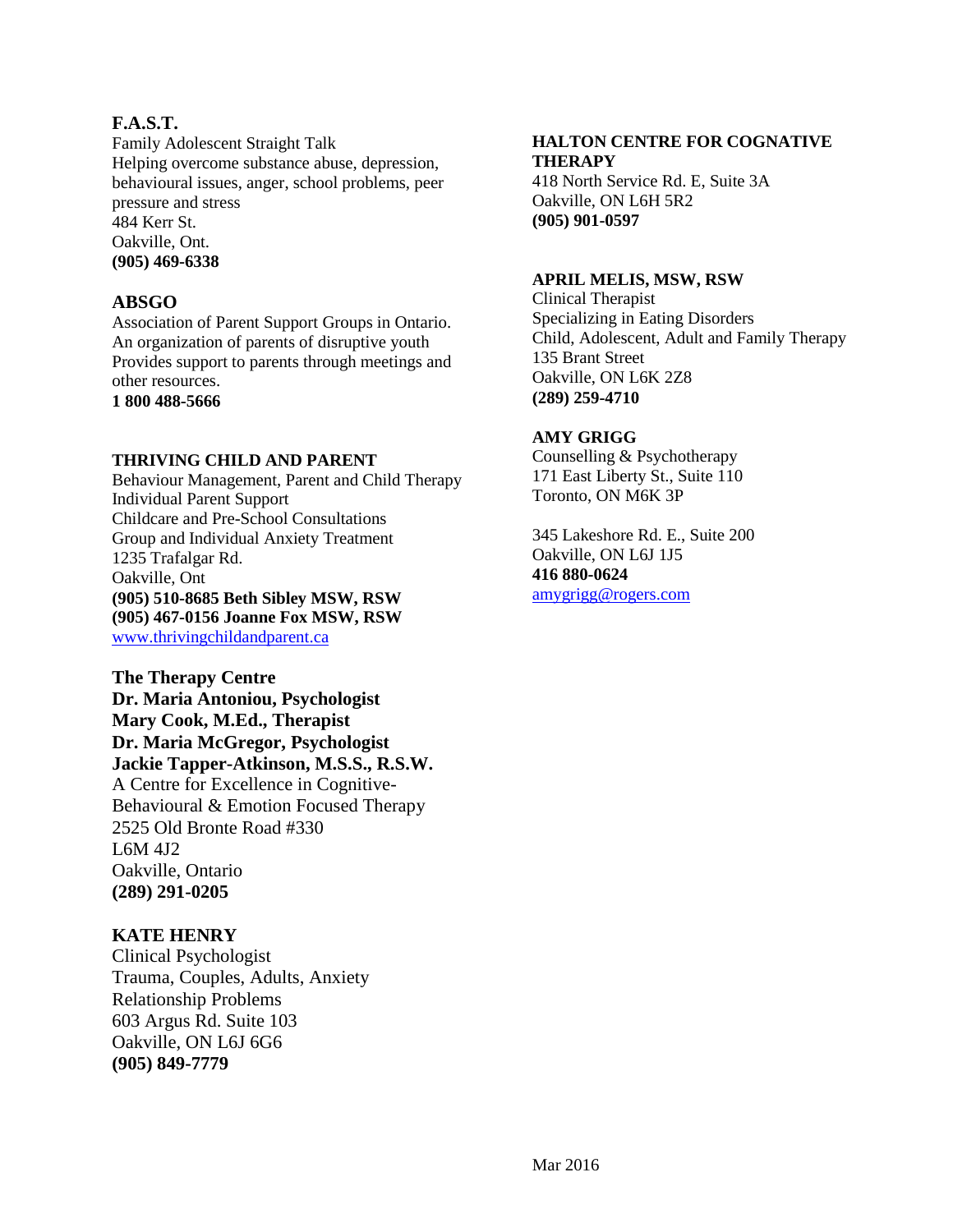**F.A.S.T.**
Family Adolescent Straight Talk
Helping overcome substance abuse, depression, behavioural issues, anger, school problems, peer pressure and stress
484 Kerr St.
Oakville, Ont.
**(905) 469-6338**

**ABSGO**
Association of Parent Support Groups in Ontario.
An organization of parents of disruptive youth
Provides support to parents through meetings and other resources.
**1 800 488-5666**

**THRIVING CHILD AND PARENT**
Behaviour Management, Parent and Child Therapy
Individual Parent Support
Childcare and Pre-School Consultations
Group and Individual Anxiety Treatment
1235 Trafalgar Rd.
Oakville, Ont
**(905) 510-8685 Beth Sibley MSW, RSW**
**(905) 467-0156 Joanne Fox MSW, RSW**
www.thrivingchildandparent.ca

**The Therapy Centre**
**Dr. Maria Antoniou, Psychologist**
**Mary Cook, M.Ed., Therapist**
**Dr. Maria McGregor, Psychologist**
**Jackie Tapper-Atkinson, M.S.S., R.S.W.**
A Centre for Excellence in Cognitive-Behavioural & Emotion Focused Therapy
2525 Old Bronte Road #330
L6M 4J2
Oakville, Ontario
**(289) 291-0205**

**KATE HENRY**
Clinical Psychologist
Trauma, Couples, Adults, Anxiety
Relationship Problems
603 Argus Rd. Suite 103
Oakville, ON L6J 6G6
**(905) 849-7779**

**HALTON CENTRE FOR COGNATIVE THERAPY**
418 North Service Rd. E, Suite 3A
Oakville, ON L6H 5R2
**(905) 901-0597**

**APRIL MELIS, MSW, RSW**
Clinical Therapist
Specializing in Eating Disorders
Child, Adolescent, Adult and Family Therapy
135 Brant Street
Oakville, ON L6K 2Z8
**(289) 259-4710**

**AMY GRIGG**
Counselling & Psychotherapy
171 East Liberty St., Suite 110
Toronto, ON M6K 3P

345 Lakeshore Rd. E., Suite 200
Oakville, ON L6J 1J5
**416 880-0624**
amygrigg@rogers.com

Mar 2016